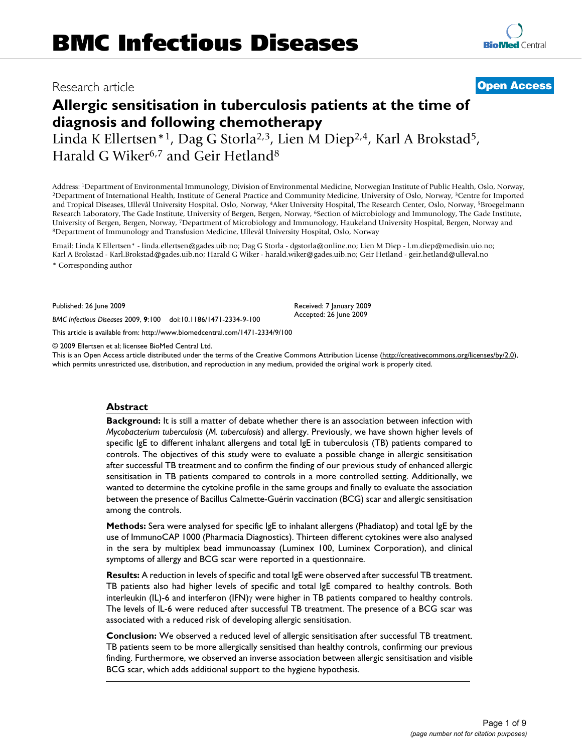# BMC Infectious Diseases

Research article **Open Access**

# Allergic sensitisation in tuberculosis patients at the time of diagnosis and following chemotherapy

Linda K Ellertsen*[1], Dag G Storla[2,3], Lien M Diep[2,4], Karl A Brokstad[5], Harald G Wiker[6,7] and Geir Hetland[8]

Address: [1]Department of Environmental Immunology, Division of Environmental Medicine, Norwegian Institute of Public Health, Oslo, Norway, [2]Department of International Health, Institute of General Practice and Community Medicine, University of Oslo, Norway, [3]Centre for Imported and Tropical Diseases, Ullevål University Hospital, Oslo, Norway, [4]Aker University Hospital, The Research Center, Oslo, Norway, [5]Broegelmann Research Laboratory, The Gade Institute, University of Bergen, Bergen, Norway, [6]Section of Microbiology and Immunology, The Gade Institute, University of Bergen, Bergen, Norway, [7]Department of Microbiology and Immunology, Haukeland University Hospital, Bergen, Norway and [8]Department of Immunology and Transfusion Medicine, Ullevål University Hospital, Oslo, Norway

Email: Linda K Ellertsen* - linda.ellertsen@gades.uib.no; Dag G Storla - dgstorla@online.no; Lien M Diep - l.m.diep@medisin.uio.no; Karl A Brokstad - Karl.Brokstad@gades.uib.no; Harald G Wiker - harald.wiker@gades.uib.no; Geir Hetland - geir.hetland@ulleval.no

\* Corresponding author

Published: 26 June 2009

*BMC Infectious Diseases* 2009, **9**:100 doi:10.1186/1471-2334-9-100

Received: 7 January 2009
Accepted: 26 June 2009

This article is available from: http://www.biomedcentral.com/1471-2334/9/100

© 2009 Ellertsen et al; licensee BioMed Central Ltd.
This is an Open Access article distributed under the terms of the Creative Commons Attribution License (http://creativecommons.org/licenses/by/2.0), which permits unrestricted use, distribution, and reproduction in any medium, provided the original work is properly cited.

## Abstract

**Background:** It is still a matter of debate whether there is an association between infection with *Mycobacterium tuberculosis* (*M. tuberculosis*) and allergy. Previously, we have shown higher levels of specific IgE to different inhalant allergens and total IgE in tuberculosis (TB) patients compared to controls. The objectives of this study were to evaluate a possible change in allergic sensitisation after successful TB treatment and to confirm the finding of our previous study of enhanced allergic sensitisation in TB patients compared to controls in a more controlled setting. Additionally, we wanted to determine the cytokine profile in the same groups and finally to evaluate the association between the presence of Bacillus Calmette-Guérin vaccination (BCG) scar and allergic sensitisation among the controls.

**Methods:** Sera were analysed for specific IgE to inhalant allergens (Phadiatop) and total IgE by the use of ImmunoCAP 1000 (Pharmacia Diagnostics). Thirteen different cytokines were also analysed in the sera by multiplex bead immunoassay (Luminex 100, Luminex Corporation), and clinical symptoms of allergy and BCG scar were reported in a questionnaire.

**Results:** A reduction in levels of specific and total IgE were observed after successful TB treatment. TB patients also had higher levels of specific and total IgE compared to healthy controls. Both interleukin (IL)-6 and interferon (IFN)γ were higher in TB patients compared to healthy controls. The levels of IL-6 were reduced after successful TB treatment. The presence of a BCG scar was associated with a reduced risk of developing allergic sensitisation.

**Conclusion:** We observed a reduced level of allergic sensitisation after successful TB treatment. TB patients seem to be more allergically sensitised than healthy controls, confirming our previous finding. Furthermore, we observed an inverse association between allergic sensitisation and visible BCG scar, which adds additional support to the hygiene hypothesis.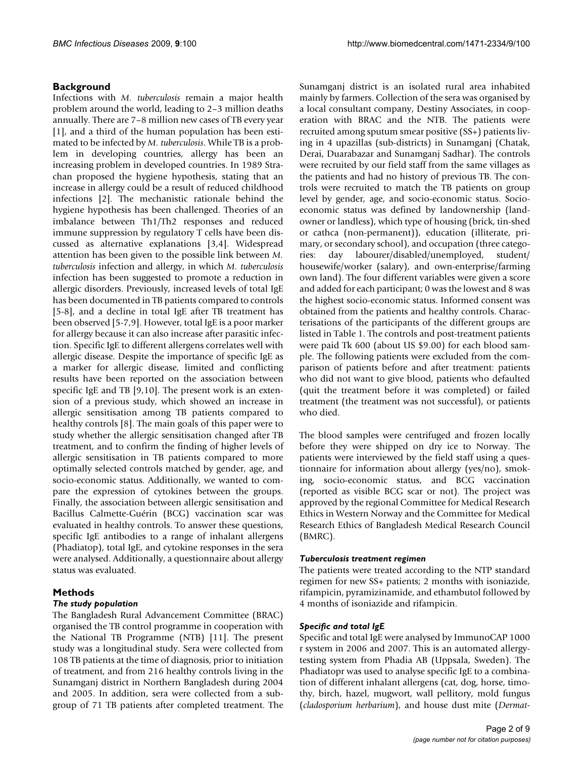## Background

Infections with *M. tuberculosis* remain a major health problem around the world, leading to 2–3 million deaths annually. There are 7–8 million new cases of TB every year [1], and a third of the human population has been estimated to be infected by *M. tuberculosis*. While TB is a problem in developing countries, allergy has been an increasing problem in developed countries. In 1989 Strachan proposed the hygiene hypothesis, stating that an increase in allergy could be a result of reduced childhood infections [2]. The mechanistic rationale behind the hygiene hypothesis has been challenged. Theories of an imbalance between Th1/Th2 responses and reduced immune suppression by regulatory T cells have been discussed as alternative explanations [3,4]. Widespread attention has been given to the possible link between *M. tuberculosis* infection and allergy, in which *M. tuberculosis* infection has been suggested to promote a reduction in allergic disorders. Previously, increased levels of total IgE has been documented in TB patients compared to controls [5-8], and a decline in total IgE after TB treatment has been observed [5-7,9]. However, total IgE is a poor marker for allergy because it can also increase after parasitic infection. Specific IgE to different allergens correlates well with allergic disease. Despite the importance of specific IgE as a marker for allergic disease, limited and conflicting results have been reported on the association between specific IgE and TB [9,10]. The present work is an extension of a previous study, which showed an increase in allergic sensitisation among TB patients compared to healthy controls [8]. The main goals of this paper were to study whether the allergic sensitisation changed after TB treatment, and to confirm the finding of higher levels of allergic sensitisation in TB patients compared to more optimally selected controls matched by gender, age, and socio-economic status. Additionally, we wanted to compare the expression of cytokines between the groups. Finally, the association between allergic sensitisation and Bacillus Calmette-Guérin (BCG) vaccination scar was evaluated in healthy controls. To answer these questions, specific IgE antibodies to a range of inhalant allergens (Phadiatop), total IgE, and cytokine responses in the sera were analysed. Additionally, a questionnaire about allergy status was evaluated.

## Methods

### *The study population*

The Bangladesh Rural Advancement Committee (BRAC) organised the TB control programme in cooperation with the National TB Programme (NTB) [11]. The present study was a longitudinal study. Sera were collected from 108 TB patients at the time of diagnosis, prior to initiation of treatment, and from 216 healthy controls living in the Sunamganj district in Northern Bangladesh during 2004 and 2005. In addition, sera were collected from a subgroup of 71 TB patients after completed treatment. The Sunamganj district is an isolated rural area inhabited mainly by farmers. Collection of the sera was organised by a local consultant company, Destiny Associates, in cooperation with BRAC and the NTB. The patients were recruited among sputum smear positive (SS+) patients living in 4 upazillas (sub-districts) in Sunamganj (Chatak, Derai, Duarabazar and Sunamganj Sadhar). The controls were recruited by our field staff from the same villages as the patients and had no history of previous TB. The controls were recruited to match the TB patients on group level by gender, age, and socio-economic status. Socio-economic status was defined by landownership (landowner or landless), which type of housing (brick, tin-shed or cathca (non-permanent)), education (illiterate, primary, or secondary school), and occupation (three categories: day labourer/disabled/unemployed, student/housewife/worker (salary), and own-enterprise/farming own land). The four different variables were given a score and added for each participant; 0 was the lowest and 8 was the highest socio-economic status. Informed consent was obtained from the patients and healthy controls. Characterisations of the participants of the different groups are listed in Table 1. The controls and post-treatment patients were paid Tk 600 (about US $9.00) for each blood sample. The following patients were excluded from the comparison of patients before and after treatment: patients who did not want to give blood, patients who defaulted (quit the treatment before it was completed) or failed treatment (the treatment was not successful), or patients who died.

The blood samples were centrifuged and frozen locally before they were shipped on dry ice to Norway. The patients were interviewed by the field staff using a questionnaire for information about allergy (yes/no), smoking, socio-economic status, and BCG vaccination (reported as visible BCG scar or not). The project was approved by the regional Committee for Medical Research Ethics in Western Norway and the Committee for Medical Research Ethics of Bangladesh Medical Research Council (BMRC).

### *Tuberculosis treatment regimen*

The patients were treated according to the NTP standard regimen for new SS+ patients; 2 months with isoniazide, rifampicin, pyramizinamide, and ethambutol followed by 4 months of isoniazide and rifampicin.

### *Specific and total IgE*

Specific and total IgE were analysed by ImmunoCAP 1000 r system in 2006 and 2007. This is an automated allergy-testing system from Phadia AB (Uppsala, Sweden). The Phadiatopr was used to analyse specific IgE to a combination of different inhalant allergens (cat, dog, horse, timothy, birch, hazel, mugwort, wall pellitory, mold fungus (*cladosporium herbarium*), and house dust mite (*Dermat-*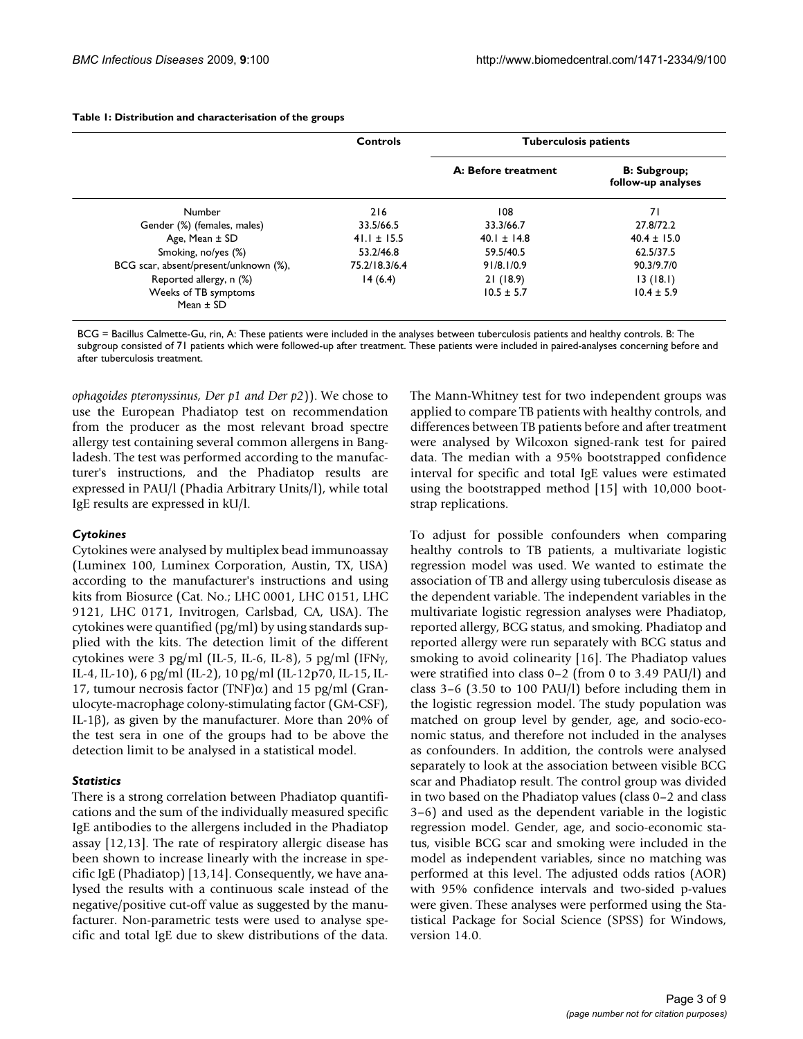**Table 1: Distribution and characterisation of the groups**

| | Controls | Tuberculosis patients | |
|---|---|---|---|
| | | A: Before treatment | B: Subgroup; follow-up analyses |
| Number | 216 | 108 | 71 |
| Gender (%) (females, males) | 33.5/66.5 | 33.3/66.7 | 27.8/72.2 |
| Age, Mean ± SD | 41.1 ± 15.5 | 40.1 ± 14.8 | 40.4 ± 15.0 |
| Smoking, no/yes (%) | 53.2/46.8 | 59.5/40.5 | 62.5/37.5 |
| BCG scar, absent/present/unknown (%), | 75.2/18.3/6.4 | 91/8.1/0.9 | 90.3/9.7/0 |
| Reported allergy, n (%) | 14 (6.4) | 21 (18.9) | 13 (18.1) |
| Weeks of TB symptoms Mean ± SD | | 10.5 ± 5.7 | 10.4 ± 5.9 |

BCG = Bacillus Calmette-Gu, rin, A: These patients were included in the analyses between tuberculosis patients and healthy controls. B: The subgroup consisted of 71 patients which were followed-up after treatment. These patients were included in paired-analyses concerning before and after tuberculosis treatment.

*ophagoides pteronyssinus, Der p1 and Der p2*)). We chose to use the European Phadiatop test on recommendation from the producer as the most relevant broad spectre allergy test containing several common allergens in Bangladesh. The test was performed according to the manufacturer's instructions, and the Phadiatop results are expressed in PAU/l (Phadia Arbitrary Units/l), while total IgE results are expressed in kU/l.

### *Cytokines*

Cytokines were analysed by multiplex bead immunoassay (Luminex 100, Luminex Corporation, Austin, TX, USA) according to the manufacturer's instructions and using kits from Biosurce (Cat. No.; LHC 0001, LHC 0151, LHC 9121, LHC 0171, Invitrogen, Carlsbad, CA, USA). The cytokines were quantified (pg/ml) by using standards supplied with the kits. The detection limit of the different cytokines were 3 pg/ml (IL-5, IL-6, IL-8), 5 pg/ml (IFN$\gamma$, IL-4, IL-10), 6 pg/ml (IL-2), 10 pg/ml (IL-12p70, IL-15, IL-17, tumour necrosis factor (TNF)$\alpha$) and 15 pg/ml (Granulocyte-macrophage colony-stimulating factor (GM-CSF), IL-1$\beta$), as given by the manufacturer. More than 20% of the test sera in one of the groups had to be above the detection limit to be analysed in a statistical model.

### *Statistics*

There is a strong correlation between Phadiatop quantifications and the sum of the individually measured specific IgE antibodies to the allergens included in the Phadiatop assay [12,13]. The rate of respiratory allergic disease has been shown to increase linearly with the increase in specific IgE (Phadiatop) [13,14]. Consequently, we have analysed the results with a continuous scale instead of the negative/positive cut-off value as suggested by the manufacturer. Non-parametric tests were used to analyse specific and total IgE due to skew distributions of the data. The Mann-Whitney test for two independent groups was applied to compare TB patients with healthy controls, and differences between TB patients before and after treatment were analysed by Wilcoxon signed-rank test for paired data. The median with a 95% bootstrapped confidence interval for specific and total IgE values were estimated using the bootstrapped method [15] with 10,000 bootstrap replications.

To adjust for possible confounders when comparing healthy controls to TB patients, a multivariate logistic regression model was used. We wanted to estimate the association of TB and allergy using tuberculosis disease as the dependent variable. The independent variables in the multivariate logistic regression analyses were Phadiatop, reported allergy, BCG status, and smoking. Phadiatop and reported allergy were run separately with BCG status and smoking to avoid colinearity [16]. The Phadiatop values were stratified into class 0–2 (from 0 to 3.49 PAU/l) and class 3–6 (3.50 to 100 PAU/l) before including them in the logistic regression model. The study population was matched on group level by gender, age, and socio-economic status, and therefore not included in the analyses as confounders. In addition, the controls were analysed separately to look at the association between visible BCG scar and Phadiatop result. The control group was divided in two based on the Phadiatop values (class 0–2 and class 3–6) and used as the dependent variable in the logistic regression model. Gender, age, and socio-economic status, visible BCG scar and smoking were included in the model as independent variables, since no matching was performed at this level. The adjusted odds ratios (AOR) with 95% confidence intervals and two-sided p-values were given. These analyses were performed using the Statistical Package for Social Science (SPSS) for Windows, version 14.0.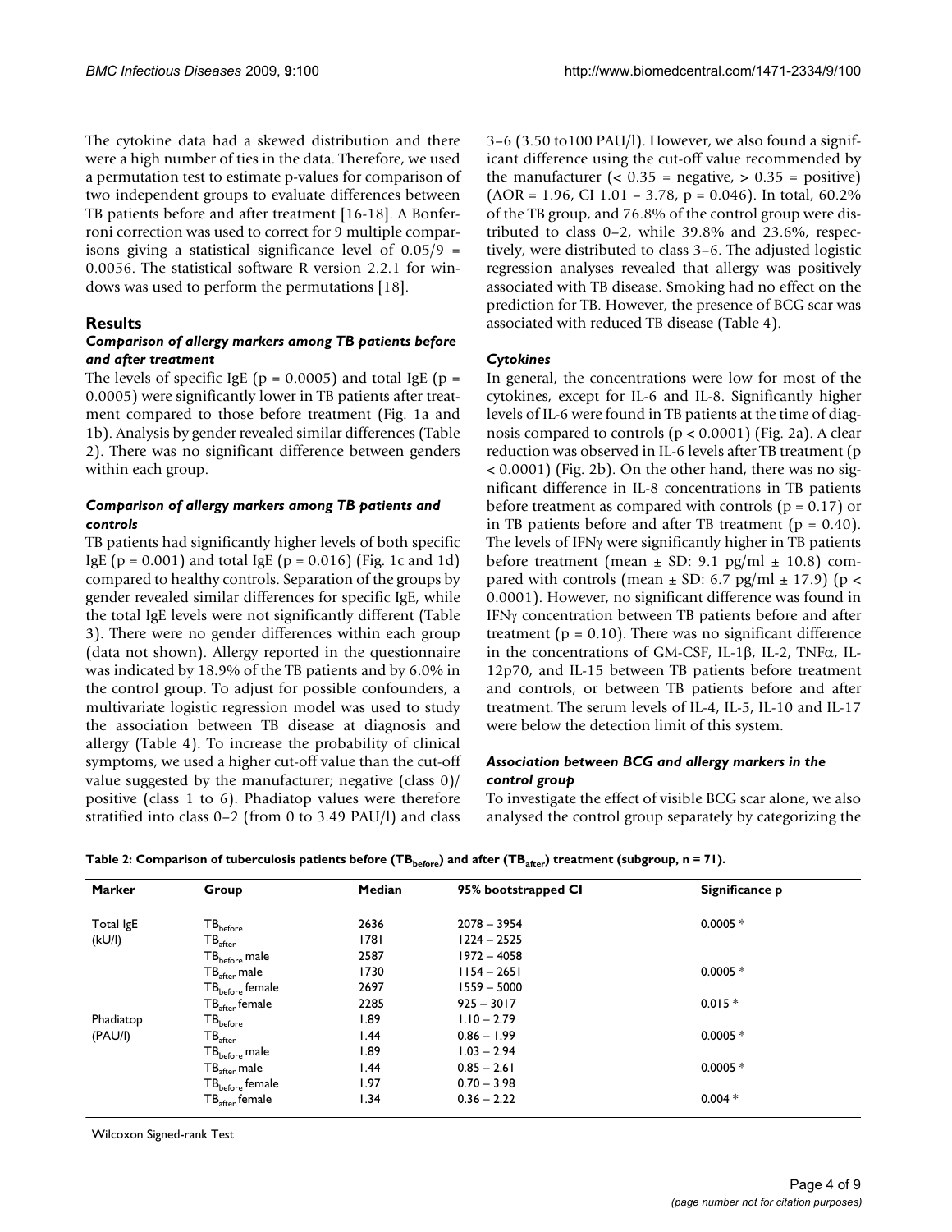The cytokine data had a skewed distribution and there were a high number of ties in the data. Therefore, we used a permutation test to estimate p-values for comparison of two independent groups to evaluate differences between TB patients before and after treatment [16-18]. A Bonferroni correction was used to correct for 9 multiple comparisons giving a statistical significance level of $0.05/9 = 0.0056$. The statistical software R version 2.2.1 for windows was used to perform the permutations [18].

## Results

### *Comparison of allergy markers among TB patients before and after treatment*

The levels of specific IgE ($p = 0.0005$) and total IgE ($p = 0.0005$) were significantly lower in TB patients after treatment compared to those before treatment (Fig. 1a and 1b). Analysis by gender revealed similar differences (Table 2). There was no significant difference between genders within each group.

### *Comparison of allergy markers among TB patients and controls*

TB patients had significantly higher levels of both specific IgE ($p = 0.001$) and total IgE ($p = 0.016$) (Fig. 1c and 1d) compared to healthy controls. Separation of the groups by gender revealed similar differences for specific IgE, while the total IgE levels were not significantly different (Table 3). There were no gender differences within each group (data not shown). Allergy reported in the questionnaire was indicated by 18.9% of the TB patients and by 6.0% in the control group. To adjust for possible confounders, a multivariate logistic regression model was used to study the association between TB disease at diagnosis and allergy (Table 4). To increase the probability of clinical symptoms, we used a higher cut-off value than the cut-off value suggested by the manufacturer; negative (class 0)/positive (class 1 to 6). Phadiatop values were therefore stratified into class 0–2 (from 0 to 3.49 PAU/l) and class 3–6 (3.50 to100 PAU/l). However, we also found a significant difference using the cut-off value recommended by the manufacturer (< 0.35 = negative, > 0.35 = positive) (AOR = 1.96, CI 1.01 – 3.78, $p = 0.046$). In total, 60.2% of the TB group, and 76.8% of the control group were distributed to class 0–2, while 39.8% and 23.6%, respectively, were distributed to class 3–6. The adjusted logistic regression analyses revealed that allergy was positively associated with TB disease. Smoking had no effect on the prediction for TB. However, the presence of BCG scar was associated with reduced TB disease (Table 4).

### *Cytokines*

In general, the concentrations were low for most of the cytokines, except for IL-6 and IL-8. Significantly higher levels of IL-6 were found in TB patients at the time of diagnosis compared to controls ($p < 0.0001$) (Fig. 2a). A clear reduction was observed in IL-6 levels after TB treatment ($p < 0.0001$) (Fig. 2b). On the other hand, there was no significant difference in IL-8 concentrations in TB patients before treatment as compared with controls ($p = 0.17$) or in TB patients before and after TB treatment ($p = 0.40$). The levels of IFNγ were significantly higher in TB patients before treatment (mean ± SD: 9.1 pg/ml ± 10.8) compared with controls (mean ± SD: 6.7 pg/ml ± 17.9) ($p < 0.0001$). However, no significant difference was found in IFNγ concentration between TB patients before and after treatment ($p = 0.10$). There was no significant difference in the concentrations of GM-CSF, IL-1β, IL-2, TNFα, IL-12p70, and IL-15 between TB patients before treatment and controls, or between TB patients before and after treatment. The serum levels of IL-4, IL-5, IL-10 and IL-17 were below the detection limit of this system.

### *Association between BCG and allergy markers in the control group*

To investigate the effect of visible BCG scar alone, we also analysed the control group separately by categorizing the

**Table 2: Comparison of tuberculosis patients before ($TB_{before}$) and after ($TB_{after}$) treatment (subgroup, n = 71).**

| Marker | Group | Median | 95% bootstrapped CI | Significance p |
|---|---|---|---|---|
| Total IgE (kU/l) | $TB_{before}$ | 2636 | 2078 – 3954 | 0.0005 * |
| | $TB_{after}$ | 1781 | 1224 – 2525 | |
| | $TB_{before}$ male | 2587 | 1972 – 4058 | |
| | $TB_{after}$ male | 1730 | 1154 – 2651 | 0.0005 * |
| | $TB_{before}$ female | 2697 | 1559 – 5000 | |
| | $TB_{after}$ female | 2285 | 925 – 3017 | 0.015 * |
| Phadiatop (PAU/l) | $TB_{before}$ | 1.89 | 1.10 – 2.79 | |
| | $TB_{after}$ | 1.44 | 0.86 – 1.99 | 0.0005 * |
| | $TB_{before}$ male | 1.89 | 1.03 – 2.94 | |
| | $TB_{after}$ male | 1.44 | 0.85 – 2.61 | 0.0005 * |
| | $TB_{before}$ female | 1.97 | 0.70 – 3.98 | |
| | $TB_{after}$ female | 1.34 | 0.36 – 2.22 | 0.004 * |

Wilcoxon Signed-rank Test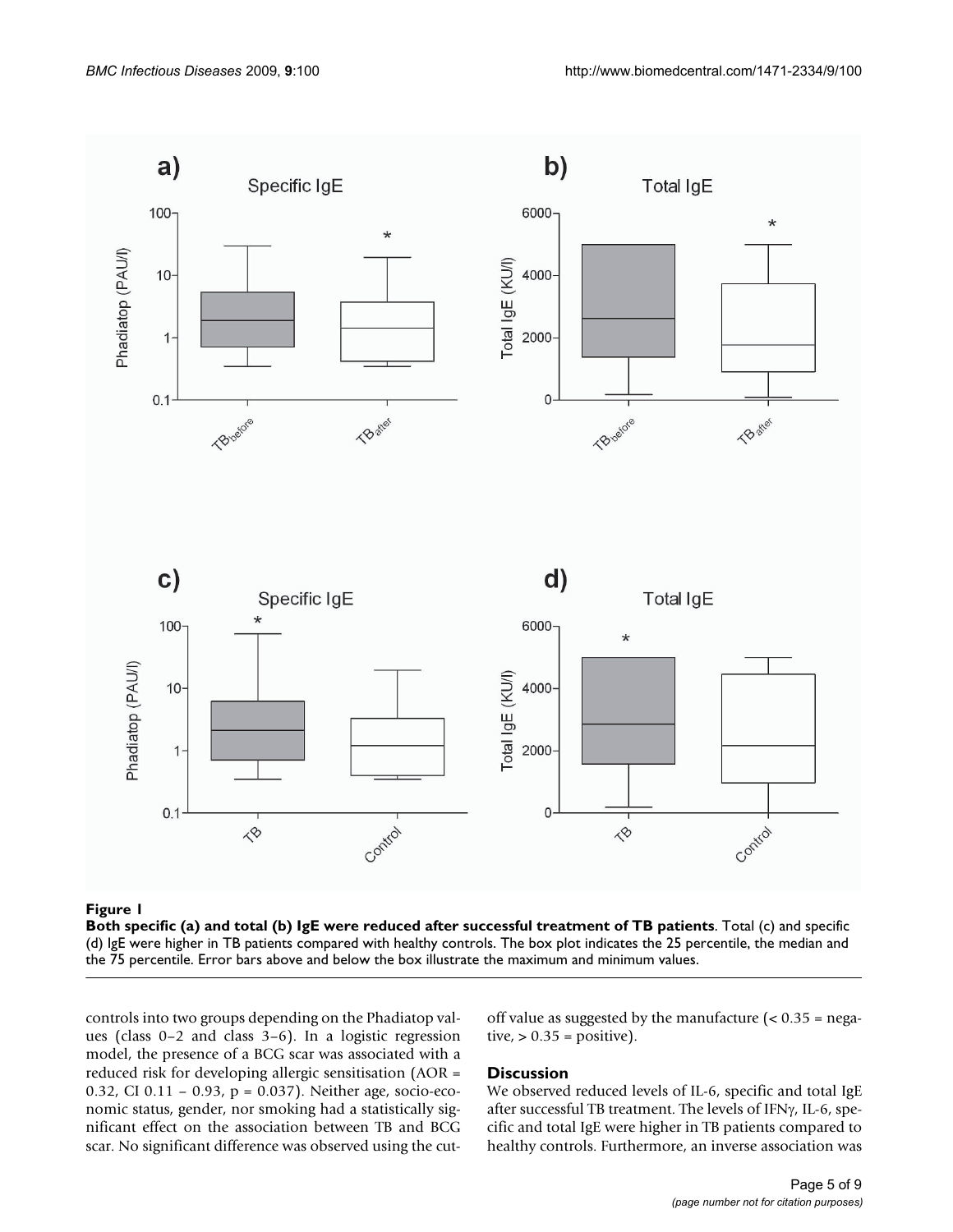**Figure 1**

**Both specific (a) and total (b) IgE were reduced after successful treatment of TB patients**. Total (c) and specific (d) IgE were higher in TB patients compared with healthy controls. The box plot indicates the 25 percentile, the median and the 75 percentile. Error bars above and below the box illustrate the maximum and minimum values.

controls into two groups depending on the Phadiatop values (class 0–2 and class 3–6). In a logistic regression model, the presence of a BCG scar was associated with a reduced risk for developing allergic sensitisation (AOR = 0.32, CI 0.11 – 0.93, $p = 0.037$). Neither age, socio-economic status, gender, nor smoking had a statistically significant effect on the association between TB and BCG scar. No significant difference was observed using the cut-off value as suggested by the manufacture (< 0.35 = negative, > 0.35 = positive).

## Discussion

We observed reduced levels of IL-6, specific and total IgE after successful TB treatment. The levels of IFNγ, IL-6, specific and total IgE were higher in TB patients compared to healthy controls. Furthermore, an inverse association was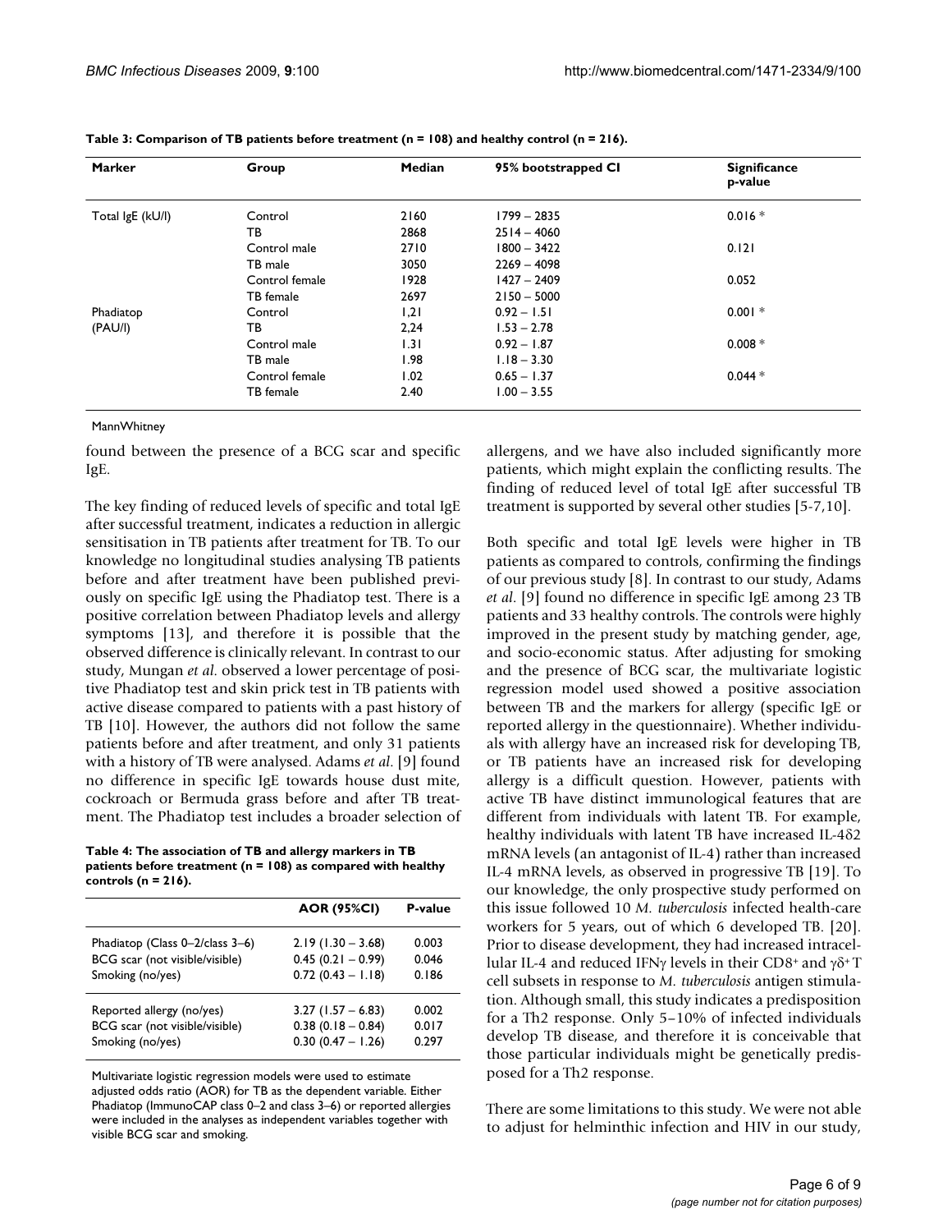**Table 3: Comparison of TB patients before treatment (n = 108) and healthy control (n = 216).**

| Marker | Group | Median | 95% bootstrapped CI | Significance p-value |
|---|---|---|---|---|
| Total IgE (kU/l) | Control | 2160 | 1799 – 2835 | 0.016 * |
| | TB | 2868 | 2514 – 4060 | |
| | Control male | 2710 | 1800 – 3422 | 0.121 |
| | TB male | 3050 | 2269 – 4098 | |
| | Control female | 1928 | 1427 – 2409 | 0.052 |
| | TB female | 2697 | 2150 – 5000 | |
| Phadiatop (PAU/l) | Control | 1,21 | 0.92 – 1.51 | 0.001 * |
| | TB | 2,24 | 1.53 – 2.78 | |
| | Control male | 1.31 | 0.92 – 1.87 | 0.008 * |
| | TB male | 1.98 | 1.18 – 3.30 | |
| | Control female | 1.02 | 0.65 – 1.37 | 0.044 * |
| | TB female | 2.40 | 1.00 – 3.55 | |

MannWhitney

found between the presence of a BCG scar and specific IgE.

The key finding of reduced levels of specific and total IgE after successful treatment, indicates a reduction in allergic sensitisation in TB patients after treatment for TB. To our knowledge no longitudinal studies analysing TB patients before and after treatment have been published previously on specific IgE using the Phadiatop test. There is a positive correlation between Phadiatop levels and allergy symptoms [13], and therefore it is possible that the observed difference is clinically relevant. In contrast to our study, Mungan *et al.* observed a lower percentage of positive Phadiatop test and skin prick test in TB patients with active disease compared to patients with a past history of TB [10]. However, the authors did not follow the same patients before and after treatment, and only 31 patients with a history of TB were analysed. Adams *et al.* [9] found no difference in specific IgE towards house dust mite, cockroach or Bermuda grass before and after TB treatment. The Phadiatop test includes a broader selection of allergens, and we have also included significantly more patients, which might explain the conflicting results. The finding of reduced level of total IgE after successful TB treatment is supported by several other studies [5-7,10].

**Table 4: The association of TB and allergy markers in TB patients before treatment (n = 108) as compared with healthy controls (n = 216).**

| | AOR (95%CI) | P-value |
|---|---|---|
| Phadiatop (Class 0–2/class 3–6) | 2.19 (1.30 – 3.68) | 0.003 |
| BCG scar (not visible/visible) | 0.45 (0.21 – 0.99) | 0.046 |
| Smoking (no/yes) | 0.72 (0.43 – 1.18) | 0.186 |
| Reported allergy (no/yes) | 3.27 (1.57 – 6.83) | 0.002 |
| BCG scar (not visible/visible) | 0.38 (0.18 – 0.84) | 0.017 |
| Smoking (no/yes) | 0.30 (0.47 – 1.26) | 0.297 |

Multivariate logistic regression models were used to estimate adjusted odds ratio (AOR) for TB as the dependent variable. Either Phadiatop (ImmunoCAP class 0–2 and class 3–6) or reported allergies were included in the analyses as independent variables together with visible BCG scar and smoking.

Both specific and total IgE levels were higher in TB patients as compared to controls, confirming the findings of our previous study [8]. In contrast to our study, Adams *et al.* [9] found no difference in specific IgE among 23 TB patients and 33 healthy controls. The controls were highly improved in the present study by matching gender, age, and socio-economic status. After adjusting for smoking and the presence of BCG scar, the multivariate logistic regression model used showed a positive association between TB and the markers for allergy (specific IgE or reported allergy in the questionnaire). Whether individuals with allergy have an increased risk for developing TB, or TB patients have an increased risk for developing allergy is a difficult question. However, patients with active TB have distinct immunological features that are different from individuals with latent TB. For example, healthy individuals with latent TB have increased IL-4δ2 mRNA levels (an antagonist of IL-4) rather than increased IL-4 mRNA levels, as observed in progressive TB [19]. To our knowledge, the only prospective study performed on this issue followed 10 *M. tuberculosis* infected health-care workers for 5 years, out of which 6 developed TB. [20]. Prior to disease development, they had increased intracellular IL-4 and reduced IFNγ levels in their $CD8^+$ and $\gamma\delta^+$ T cell subsets in response to *M. tuberculosis* antigen stimulation. Although small, this study indicates a predisposition for a Th2 response. Only 5–10% of infected individuals develop TB disease, and therefore it is conceivable that those particular individuals might be genetically predisposed for a Th2 response.

There are some limitations to this study. We were not able to adjust for helminthic infection and HIV in our study,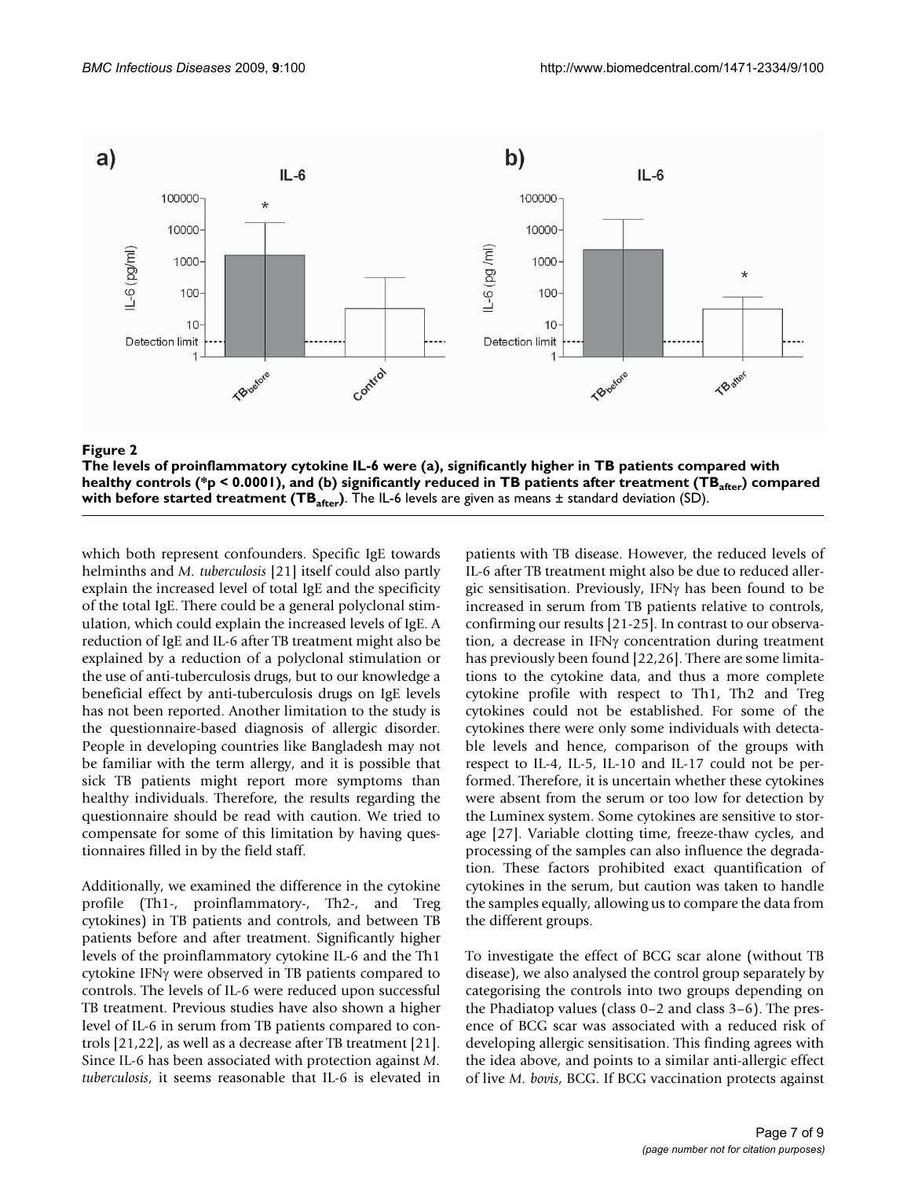**Figure 2**

**The levels of proinflammatory cytokine IL-6 were (a), significantly higher in TB patients compared with healthy controls (*p < 0.0001), and (b) significantly reduced in TB patients after treatment ($TB_{after}$) compared with before started treatment ($TB_{after}$).** The IL-6 levels are given as means ± standard deviation (SD).

which both represent confounders. Specific IgE towards helminths and *M. tuberculosis* [21] itself could also partly explain the increased level of total IgE and the specificity of the total IgE. There could be a general polyclonal stimulation, which could explain the increased levels of IgE. A reduction of IgE and IL-6 after TB treatment might also be explained by a reduction of a polyclonal stimulation or the use of anti-tuberculosis drugs, but to our knowledge a beneficial effect by anti-tuberculosis drugs on IgE levels has not been reported. Another limitation to the study is the questionnaire-based diagnosis of allergic disorder. People in developing countries like Bangladesh may not be familiar with the term allergy, and it is possible that sick TB patients might report more symptoms than healthy individuals. Therefore, the results regarding the questionnaire should be read with caution. We tried to compensate for some of this limitation by having questionnaires filled in by the field staff.

Additionally, we examined the difference in the cytokine profile (Th1-, proinflammatory-, Th2-, and Treg cytokines) in TB patients and controls, and between TB patients before and after treatment. Significantly higher levels of the proinflammatory cytokine IL-6 and the Th1 cytokine IFNγ were observed in TB patients compared to controls. The levels of IL-6 were reduced upon successful TB treatment. Previous studies have also shown a higher level of IL-6 in serum from TB patients compared to controls [21,22], as well as a decrease after TB treatment [21]. Since IL-6 has been associated with protection against *M. tuberculosis*, it seems reasonable that IL-6 is elevated in patients with TB disease. However, the reduced levels of IL-6 after TB treatment might also be due to reduced allergic sensitisation. Previously, IFNγ has been found to be increased in serum from TB patients relative to controls, confirming our results [21-25]. In contrast to our observation, a decrease in IFNγ concentration during treatment has previously been found [22,26]. There are some limitations to the cytokine data, and thus a more complete cytokine profile with respect to Th1, Th2 and Treg cytokines could not be established. For some of the cytokines there were only some individuals with detectable levels and hence, comparison of the groups with respect to IL-4, IL-5, IL-10 and IL-17 could not be performed. Therefore, it is uncertain whether these cytokines were absent from the serum or too low for detection by the Luminex system. Some cytokines are sensitive to storage [27]. Variable clotting time, freeze-thaw cycles, and processing of the samples can also influence the degradation. These factors prohibited exact quantification of cytokines in the serum, but caution was taken to handle the samples equally, allowing us to compare the data from the different groups.

To investigate the effect of BCG scar alone (without TB disease), we also analysed the control group separately by categorising the controls into two groups depending on the Phadiatop values (class 0–2 and class 3–6). The presence of BCG scar was associated with a reduced risk of developing allergic sensitisation. This finding agrees with the idea above, and points to a similar anti-allergic effect of live *M. bovis*, BCG. If BCG vaccination protects against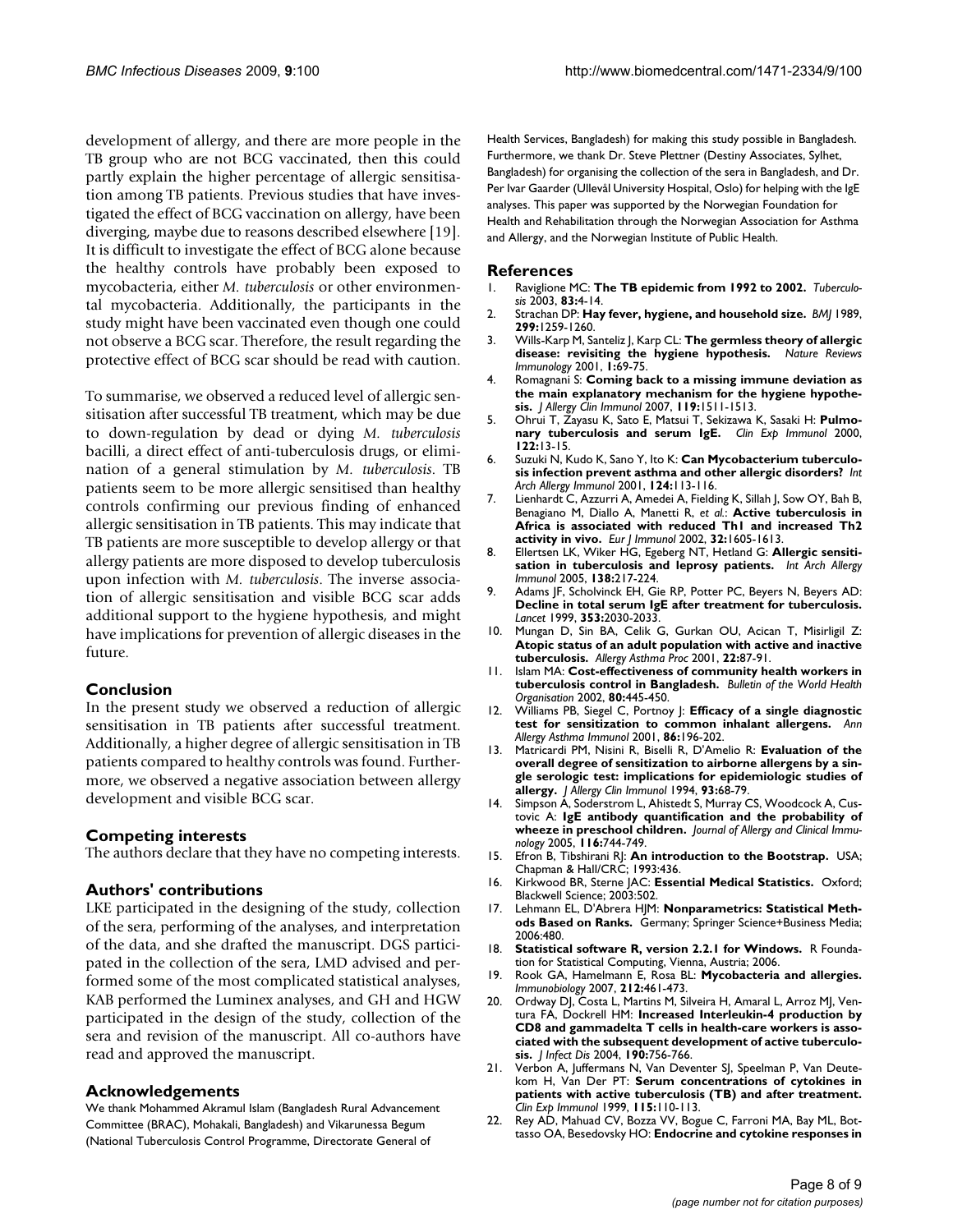development of allergy, and there are more people in the TB group who are not BCG vaccinated, then this could partly explain the higher percentage of allergic sensitisation among TB patients. Previous studies that have investigated the effect of BCG vaccination on allergy, have been diverging, maybe due to reasons described elsewhere [19]. It is difficult to investigate the effect of BCG alone because the healthy controls have probably been exposed to mycobacteria, either *M. tuberculosis* or other environmental mycobacteria. Additionally, the participants in the study might have been vaccinated even though one could not observe a BCG scar. Therefore, the result regarding the protective effect of BCG scar should be read with caution.

To summarise, we observed a reduced level of allergic sensitisation after successful TB treatment, which may be due to down-regulation by dead or dying *M. tuberculosis* bacilli, a direct effect of anti-tuberculosis drugs, or elimination of a general stimulation by *M. tuberculosis*. TB patients seem to be more allergic sensitised than healthy controls confirming our previous finding of enhanced allergic sensitisation in TB patients. This may indicate that TB patients are more susceptible to develop allergy or that allergy patients are more disposed to develop tuberculosis upon infection with *M. tuberculosis*. The inverse association of allergic sensitisation and visible BCG scar adds additional support to the hygiene hypothesis, and might have implications for prevention of allergic diseases in the future.

## Conclusion

In the present study we observed a reduction of allergic sensitisation in TB patients after successful treatment. Additionally, a higher degree of allergic sensitisation in TB patients compared to healthy controls was found. Furthermore, we observed a negative association between allergy development and visible BCG scar.

## Competing interests

The authors declare that they have no competing interests.

## Authors' contributions

LKE participated in the designing of the study, collection of the sera, performing of the analyses, and interpretation of the data, and she drafted the manuscript. DGS participated in the collection of the sera, LMD advised and performed some of the most complicated statistical analyses, KAB performed the Luminex analyses, and GH and HGW participated in the design of the study, collection of the sera and revision of the manuscript. All co-authors have read and approved the manuscript.

## Acknowledgements

We thank Mohammed Akramul Islam (Bangladesh Rural Advancement Committee (BRAC), Mohakali, Bangladesh) and Vikarunessa Begum (National Tuberculosis Control Programme, Directorate General of Health Services, Bangladesh) for making this study possible in Bangladesh. Furthermore, we thank Dr. Steve Plettner (Destiny Associates, Sylhet, Bangladesh) for organising the collection of the sera in Bangladesh, and Dr. Per Ivar Gaarder (Ullevål University Hospital, Oslo) for helping with the IgE analyses. This paper was supported by the Norwegian Foundation for Health and Rehabilitation through the Norwegian Association for Asthma and Allergy, and the Norwegian Institute of Public Health.

## References

1. Raviglione MC: **The TB epidemic from 1992 to 2002.** *Tuberculosis* 2003, **83:**4-14.
2. Strachan DP: **Hay fever, hygiene, and household size.** *BMJ* 1989, **299:**1259-1260.
3. Wills-Karp M, Santeliz J, Karp CL: **The germless theory of allergic disease: revisiting the hygiene hypothesis.** *Nature Reviews Immunology* 2001, **1:**69-75.
4. Romagnani S: **Coming back to a missing immune deviation as the main explanatory mechanism for the hygiene hypothesis.** *J Allergy Clin Immunol* 2007, **119:**1511-1513.
5. Ohrui T, Zayasu K, Sato E, Matsui T, Sekizawa K, Sasaki H: **Pulmonary tuberculosis and serum IgE.** *Clin Exp Immunol* 2000, **122:**13-15.
6. Suzuki N, Kudo K, Sano Y, Ito K: **Can Mycobacterium tuberculosis infection prevent asthma and other allergic disorders?** *Int Arch Allergy Immunol* 2001, **124:**113-116.
7. Lienhardt C, Azzurri A, Amedei A, Fielding K, Sillah J, Sow OY, Bah B, Benagiano M, Diallo A, Manetti R, *et al.*: **Active tuberculosis in Africa is associated with reduced Th1 and increased Th2 activity in vivo.** *Eur J Immunol* 2002, **32:**1605-1613.
8. Ellertsen LK, Wiker HG, Egeberg NT, Hetland G: **Allergic sensitisation in tuberculosis and leprosy patients.** *Int Arch Allergy Immunol* 2005, **138:**217-224.
9. Adams JF, Scholvinck EH, Gie RP, Potter PC, Beyers N, Beyers AD: **Decline in total serum IgE after treatment for tuberculosis.** *Lancet* 1999, **353:**2030-2033.
10. Mungan D, Sin BA, Celik G, Gurkan OU, Acican T, Misirligil Z: **Atopic status of an adult population with active and inactive tuberculosis.** *Allergy Asthma Proc* 2001, **22:**87-91.
11. Islam MA: **Cost-effectiveness of community health workers in tuberculosis control in Bangladesh.** *Bulletin of the World Health Organisation* 2002, **80:**445-450.
12. Williams PB, Siegel C, Portnoy J: **Efficacy of a single diagnostic test for sensitization to common inhalant allergens.** *Ann Allergy Asthma Immunol* 2001, **86:**196-202.
13. Matricardi PM, Nisini R, Biselli R, D'Amelio R: **Evaluation of the overall degree of sensitization to airborne allergens by a single serologic test: implications for epidemiologic studies of allergy.** *J Allergy Clin Immunol* 1994, **93:**68-79.
14. Simpson A, Soderstrom L, Ahistedt S, Murray CS, Woodcock A, Custovic A: **IgE antibody quantification and the probability of wheeze in preschool children.** *Journal of Allergy and Clinical Immunology* 2005, **116:**744-749.
15. Efron B, Tibshirani RJ: **An introduction to the Bootstrap.** USA; Chapman & Hall/CRC; 1993:436.
16. Kirkwood BR, Sterne JAC: **Essential Medical Statistics.** Oxford; Blackwell Science; 2003:502.
17. Lehmann EL, D'Abrera HJM: **Nonparametrics: Statistical Methods Based on Ranks.** Germany; Springer Science+Business Media; 2006:480.
18. **Statistical software R, version 2.2.1 for Windows.** R Foundation for Statistical Computing, Vienna, Austria; 2006.
19. Rook GA, Hamelmann E, Rosa BL: **Mycobacteria and allergies.** *Immunobiology* 2007, **212:**461-473.
20. Ordway DJ, Costa L, Martins M, Silveira H, Amaral L, Arroz MJ, Ventura FA, Dockrell HM: **Increased Interleukin-4 production by CD8 and gammadelta T cells in health-care workers is associated with the subsequent development of active tuberculosis.** *J Infect Dis* 2004, **190:**756-766.
21. Verbon A, Juffermans N, Van Deventer SJ, Speelman P, Van Deutekom H, Van Der PT: **Serum concentrations of cytokines in patients with active tuberculosis (TB) and after treatment.** *Clin Exp Immunol* 1999, **115:**110-113.
22. Rey AD, Mahuad CV, Bozza VV, Bogue C, Farroni MA, Bay ML, Bottasso OA, Besedovsky HO: **Endocrine and cytokine responses in**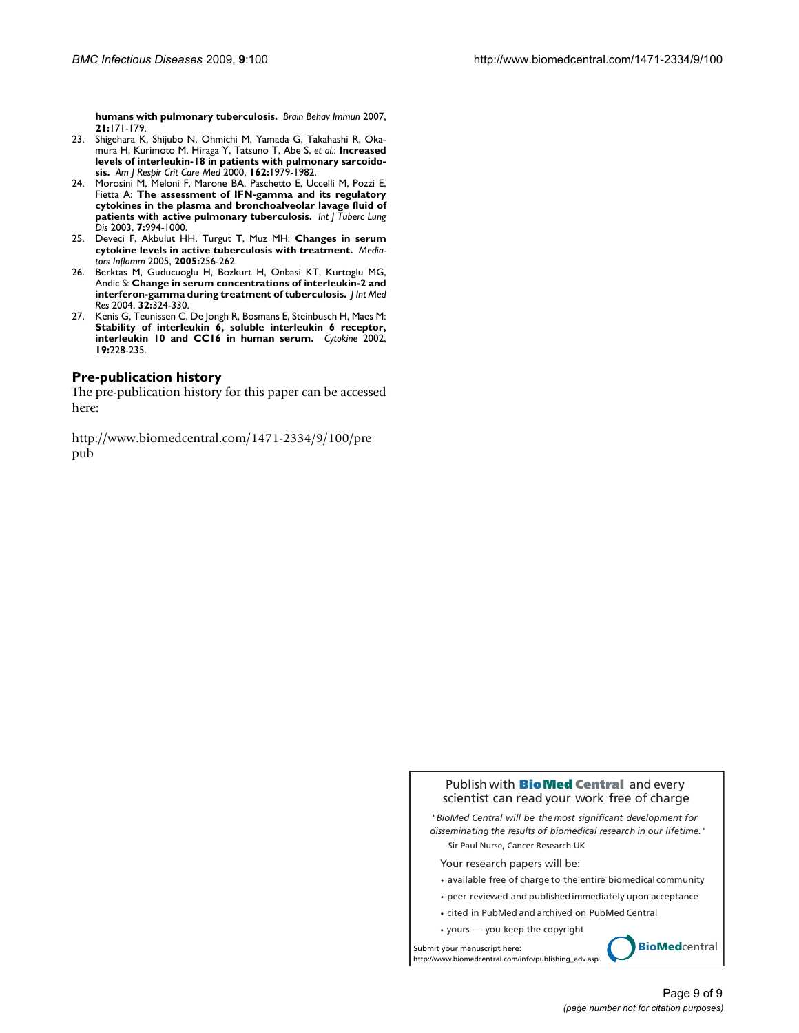humans with pulmonary tuberculosis.** *Brain Behav Immun* 2007, **21:**171-179.

23. Shigehara K, Shijubo N, Ohmichi M, Yamada G, Takahashi R, Okamura H, Kurimoto M, Hiraga Y, Tatsuno T, Abe S, *et al.*: **Increased levels of interleukin-18 in patients with pulmonary sarcoidosis.** *Am J Respir Crit Care Med* 2000, **162:**1979-1982.
24. Morosini M, Meloni F, Marone BA, Paschetto E, Uccelli M, Pozzi E, Fietta A: **The assessment of IFN-gamma and its regulatory cytokines in the plasma and bronchoalveolar lavage fluid of patients with active pulmonary tuberculosis.** *Int J Tuberc Lung Dis* 2003, **7:**994-1000.
25. Deveci F, Akbulut HH, Turgut T, Muz MH: **Changes in serum cytokine levels in active tuberculosis with treatment.** *Mediators Inflamm* 2005, **2005:**256-262.
26. Berktas M, Guducuoglu H, Bozkurt H, Onbasi KT, Kurtoglu MG, Andic S: **Change in serum concentrations of interleukin-2 and interferon-gamma during treatment of tuberculosis.** *J Int Med Res* 2004, **32:**324-330.
27. Kenis G, Teunissen C, De Jongh R, Bosmans E, Steinbusch H, Maes M: **Stability of interleukin 6, soluble interleukin 6 receptor, interleukin 10 and CC16 in human serum.** *Cytokine* 2002, **19:**228-235.

## Pre-publication history

The pre-publication history for this paper can be accessed here:

http://www.biomedcentral.com/1471-2334/9/100/prepub

Publish with **BioMed Central** and every scientist can read your work free of charge

*"BioMed Central will be the most significant development for disseminating the results of biomedical research in our lifetime."*
Sir Paul Nurse, Cancer Research UK

Your research papers will be:

- available free of charge to the entire biomedical community
- peer reviewed and published immediately upon acceptance
- cited in PubMed and archived on PubMed Central
- yours — you keep the copyright

Submit your manuscript here:
http://www.biomedcentral.com/info/publishing_adv.asp

**BioMed**central